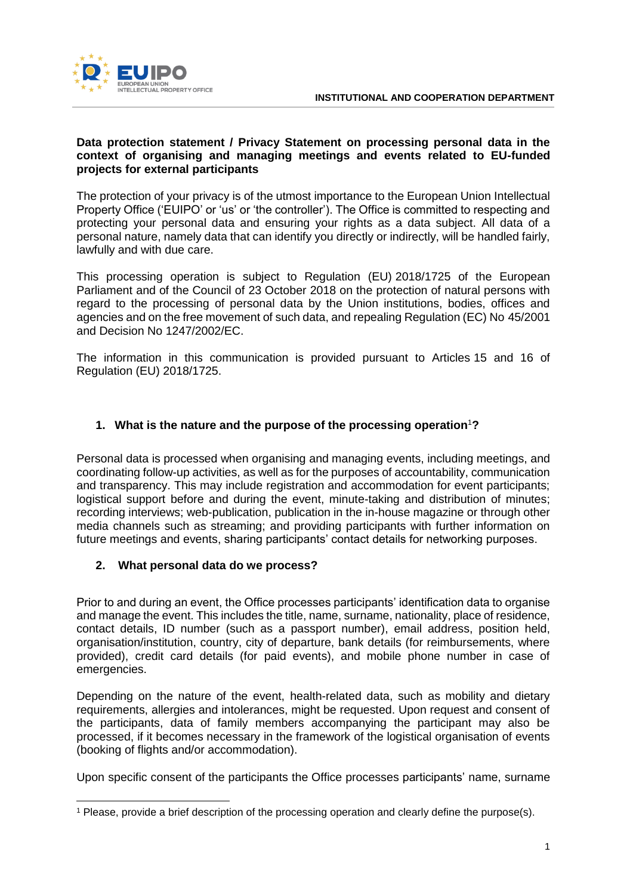INSTITUTIONAL AND COOPERATION DEPARTMENT

**Data protection statement / Privacy Statement on processing personal data in the context of organising and managing meetings and events related to EU-funded projects for external participants**

The protection of your privacy is of the utmost importance to the European Union Intellectual Property Office ('EUIPO' or 'us' or 'the controller'). The Office is committed to respecting and protecting your personal data and ensuring your rights as a data subject. All data of a personal nature, namely data that can identify you directly or indirectly, will be handled fairly, lawfully and with due care.

This processing operation is subject to Regulation (EU) 2018/1725 of the European Parliament and of the Council of 23 October 2018 on the protection of natural persons with regard to the processing of personal data by the Union institutions, bodies, offices and agencies and on the free movement of such data, and repealing Regulation (EC) No 45/2001 and Decision No 1247/2002/EC.

The information in this communication is provided pursuant to Articles 15 and 16 of Regulation (EU) 2018/1725.

## 1. What is the nature and the purpose of the processing operation[1]?

Personal data is processed when organising and managing events, including meetings, and coordinating follow-up activities, as well as for the purposes of accountability, communication and transparency. This may include registration and accommodation for event participants; logistical support before and during the event, minute-taking and distribution of minutes; recording interviews; web-publication, publication in the in-house magazine or through other media channels such as streaming; and providing participants with further information on future meetings and events, sharing participants' contact details for networking purposes.

## 2. What personal data do we process?

Prior to and during an event, the Office processes participants' identification data to organise and manage the event. This includes the title, name, surname, nationality, place of residence, contact details, ID number (such as a passport number), email address, position held, organisation/institution, country, city of departure, bank details (for reimbursements, where provided), credit card details (for paid events), and mobile phone number in case of emergencies.

Depending on the nature of the event, health-related data, such as mobility and dietary requirements, allergies and intolerances, might be requested. Upon request and consent of the participants, data of family members accompanying the participant may also be processed, if it becomes necessary in the framework of the logistical organisation of events (booking of flights and/or accommodation).

Upon specific consent of the participants the Office processes participants' name, surname

[1] Please, provide a brief description of the processing operation and clearly define the purpose(s).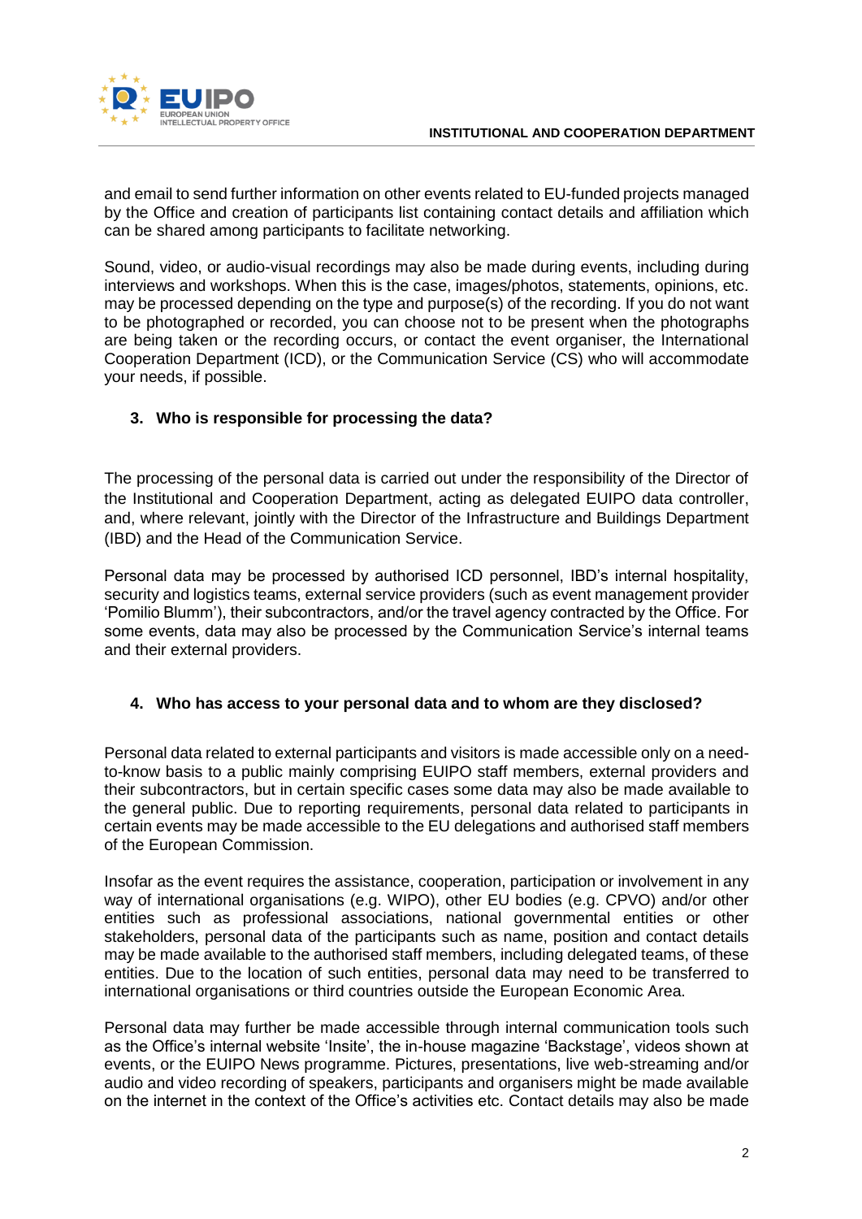and email to send further information on other events related to EU-funded projects managed by the Office and creation of participants list containing contact details and affiliation which can be shared among participants to facilitate networking.

Sound, video, or audio-visual recordings may also be made during events, including during interviews and workshops. When this is the case, images/photos, statements, opinions, etc. may be processed depending on the type and purpose(s) of the recording. If you do not want to be photographed or recorded, you can choose not to be present when the photographs are being taken or the recording occurs, or contact the event organiser, the International Cooperation Department (ICD), or the Communication Service (CS) who will accommodate your needs, if possible.

## 3. Who is responsible for processing the data?

The processing of the personal data is carried out under the responsibility of the Director of the Institutional and Cooperation Department, acting as delegated EUIPO data controller, and, where relevant, jointly with the Director of the Infrastructure and Buildings Department (IBD) and the Head of the Communication Service.

Personal data may be processed by authorised ICD personnel, IBD's internal hospitality, security and logistics teams, external service providers (such as event management provider 'Pomilio Blumm'), their subcontractors, and/or the travel agency contracted by the Office. For some events, data may also be processed by the Communication Service's internal teams and their external providers.

## 4. Who has access to your personal data and to whom are they disclosed?

Personal data related to external participants and visitors is made accessible only on a need-to-know basis to a public mainly comprising EUIPO staff members, external providers and their subcontractors, but in certain specific cases some data may also be made available to the general public. Due to reporting requirements, personal data related to participants in certain events may be made accessible to the EU delegations and authorised staff members of the European Commission.

Insofar as the event requires the assistance, cooperation, participation or involvement in any way of international organisations (e.g. WIPO), other EU bodies (e.g. CPVO) and/or other entities such as professional associations, national governmental entities or other stakeholders, personal data of the participants such as name, position and contact details may be made available to the authorised staff members, including delegated teams, of these entities. Due to the location of such entities, personal data may need to be transferred to international organisations or third countries outside the European Economic Area.

Personal data may further be made accessible through internal communication tools such as the Office's internal website 'Insite', the in-house magazine 'Backstage', videos shown at events, or the EUIPO News programme. Pictures, presentations, live web-streaming and/or audio and video recording of speakers, participants and organisers might be made available on the internet in the context of the Office's activities etc. Contact details may also be made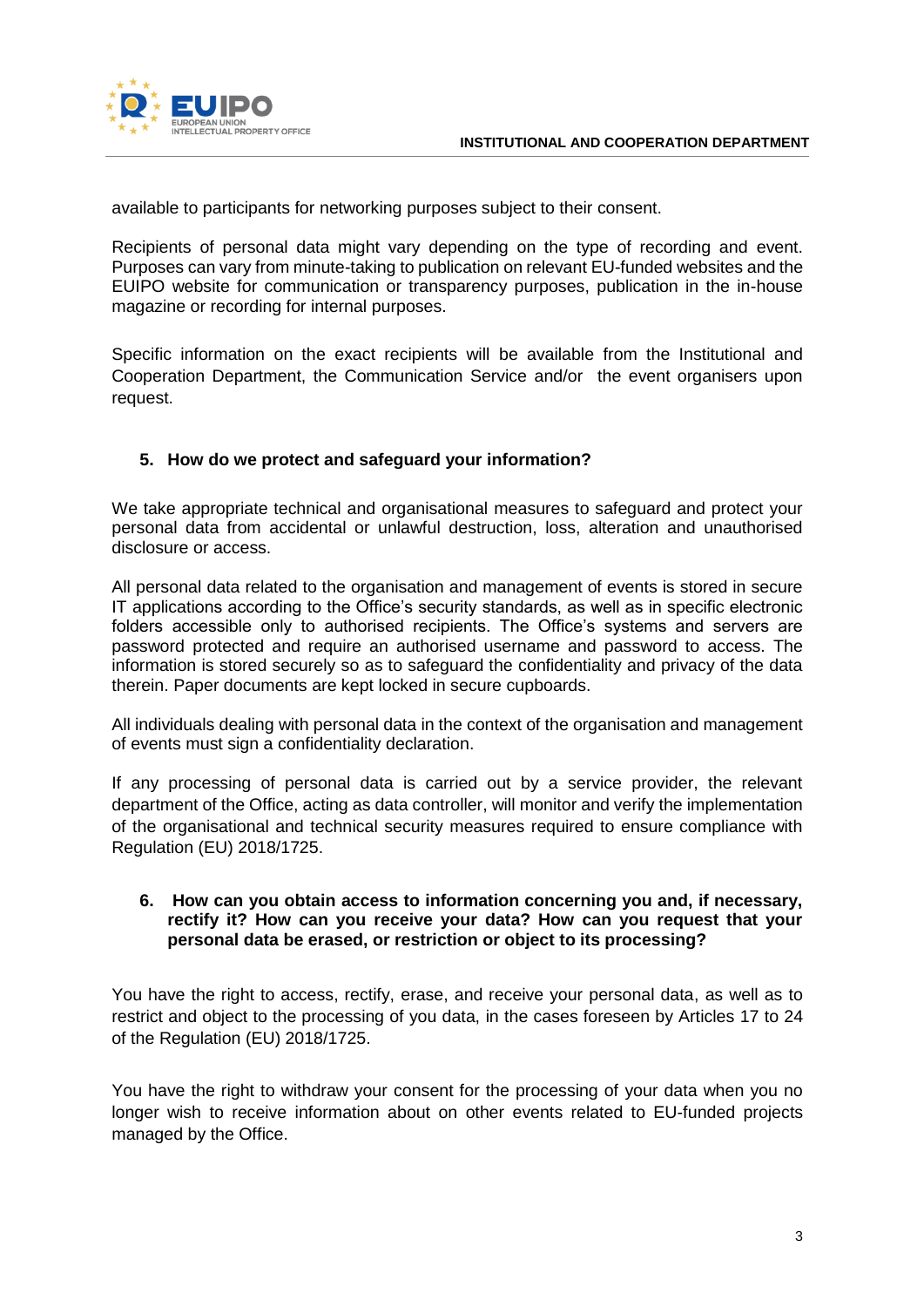available to participants for networking purposes subject to their consent.

Recipients of personal data might vary depending on the type of recording and event. Purposes can vary from minute-taking to publication on relevant EU-funded websites and the EUIPO website for communication or transparency purposes, publication in the in-house magazine or recording for internal purposes.

Specific information on the exact recipients will be available from the Institutional and Cooperation Department, the Communication Service and/or the event organisers upon request.

## 5. How do we protect and safeguard your information?

We take appropriate technical and organisational measures to safeguard and protect your personal data from accidental or unlawful destruction, loss, alteration and unauthorised disclosure or access.

All personal data related to the organisation and management of events is stored in secure IT applications according to the Office's security standards, as well as in specific electronic folders accessible only to authorised recipients. The Office's systems and servers are password protected and require an authorised username and password to access. The information is stored securely so as to safeguard the confidentiality and privacy of the data therein. Paper documents are kept locked in secure cupboards.

All individuals dealing with personal data in the context of the organisation and management of events must sign a confidentiality declaration.

If any processing of personal data is carried out by a service provider, the relevant department of the Office, acting as data controller, will monitor and verify the implementation of the organisational and technical security measures required to ensure compliance with Regulation (EU) 2018/1725.

## 6. How can you obtain access to information concerning you and, if necessary, rectify it? How can you receive your data? How can you request that your personal data be erased, or restriction or object to its processing?

You have the right to access, rectify, erase, and receive your personal data, as well as to restrict and object to the processing of you data, in the cases foreseen by Articles 17 to 24 of the Regulation (EU) 2018/1725.

You have the right to withdraw your consent for the processing of your data when you no longer wish to receive information about on other events related to EU-funded projects managed by the Office.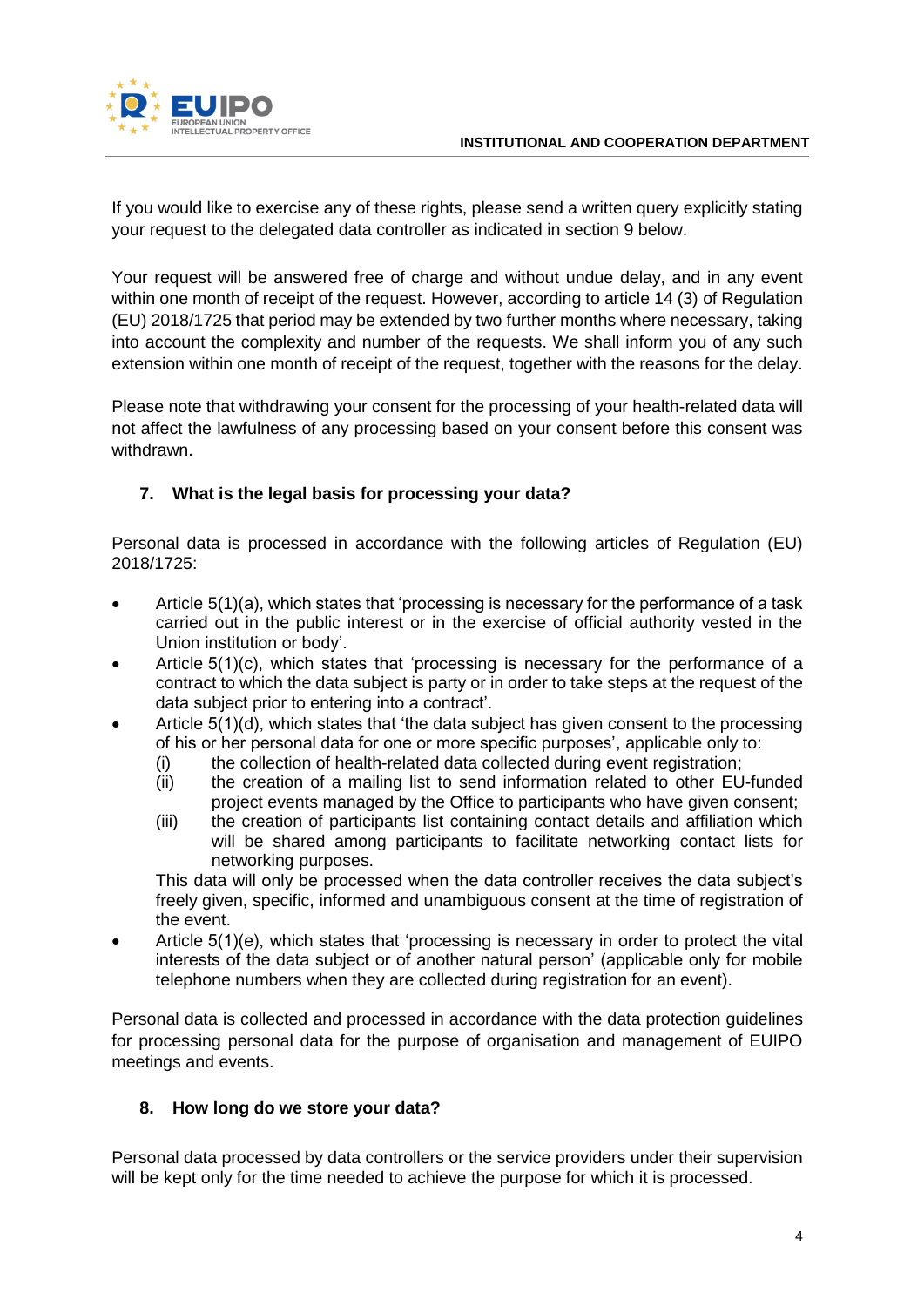If you would like to exercise any of these rights, please send a written query explicitly stating your request to the delegated data controller as indicated in section 9 below.

Your request will be answered free of charge and without undue delay, and in any event within one month of receipt of the request. However, according to article 14 (3) of Regulation (EU) 2018/1725 that period may be extended by two further months where necessary, taking into account the complexity and number of the requests. We shall inform you of any such extension within one month of receipt of the request, together with the reasons for the delay.

Please note that withdrawing your consent for the processing of your health-related data will not affect the lawfulness of any processing based on your consent before this consent was withdrawn.

## 7. What is the legal basis for processing your data?

Personal data is processed in accordance with the following articles of Regulation (EU) 2018/1725:

- Article 5(1)(a), which states that 'processing is necessary for the performance of a task carried out in the public interest or in the exercise of official authority vested in the Union institution or body'.
- Article 5(1)(c), which states that 'processing is necessary for the performance of a contract to which the data subject is party or in order to take steps at the request of the data subject prior to entering into a contract'.
- Article 5(1)(d), which states that 'the data subject has given consent to the processing of his or her personal data for one or more specific purposes', applicable only to:
  (i) the collection of health-related data collected during event registration;
  (ii) the creation of a mailing list to send information related to other EU-funded project events managed by the Office to participants who have given consent;
  (iii) the creation of participants list containing contact details and affiliation which will be shared among participants to facilitate networking contact lists for networking purposes.

  This data will only be processed when the data controller receives the data subject's freely given, specific, informed and unambiguous consent at the time of registration of the event.
- Article 5(1)(e), which states that 'processing is necessary in order to protect the vital interests of the data subject or of another natural person' (applicable only for mobile telephone numbers when they are collected during registration for an event).

Personal data is collected and processed in accordance with the data protection guidelines for processing personal data for the purpose of organisation and management of EUIPO meetings and events.

## 8. How long do we store your data?

Personal data processed by data controllers or the service providers under their supervision will be kept only for the time needed to achieve the purpose for which it is processed.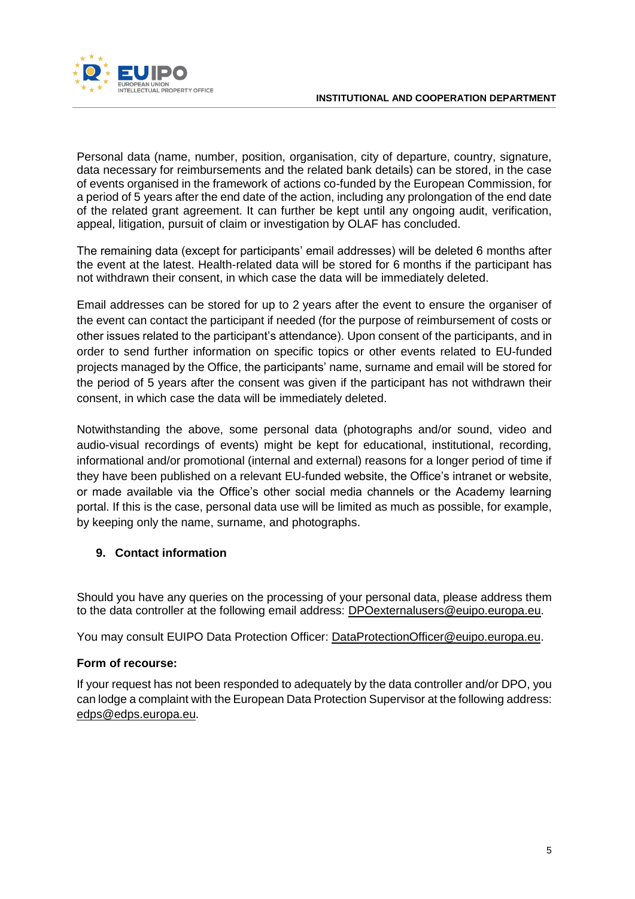Personal data (name, number, position, organisation, city of departure, country, signature, data necessary for reimbursements and the related bank details) can be stored, in the case of events organised in the framework of actions co-funded by the European Commission, for a period of 5 years after the end date of the action, including any prolongation of the end date of the related grant agreement. It can further be kept until any ongoing audit, verification, appeal, litigation, pursuit of claim or investigation by OLAF has concluded.

The remaining data (except for participants' email addresses) will be deleted 6 months after the event at the latest. Health-related data will be stored for 6 months if the participant has not withdrawn their consent, in which case the data will be immediately deleted.

Email addresses can be stored for up to 2 years after the event to ensure the organiser of the event can contact the participant if needed (for the purpose of reimbursement of costs or other issues related to the participant's attendance). Upon consent of the participants, and in order to send further information on specific topics or other events related to EU-funded projects managed by the Office, the participants' name, surname and email will be stored for the period of 5 years after the consent was given if the participant has not withdrawn their consent, in which case the data will be immediately deleted.

Notwithstanding the above, some personal data (photographs and/or sound, video and audio-visual recordings of events) might be kept for educational, institutional, recording, informational and/or promotional (internal and external) reasons for a longer period of time if they have been published on a relevant EU-funded website, the Office's intranet or website, or made available via the Office's other social media channels or the Academy learning portal. If this is the case, personal data use will be limited as much as possible, for example, by keeping only the name, surname, and photographs.

## 9. Contact information

Should you have any queries on the processing of your personal data, please address them to the data controller at the following email address: DPOexternalusers@euipo.europa.eu.

You may consult EUIPO Data Protection Officer: DataProtectionOfficer@euipo.europa.eu.

**Form of recourse:**

If your request has not been responded to adequately by the data controller and/or DPO, you can lodge a complaint with the European Data Protection Supervisor at the following address: edps@edps.europa.eu.